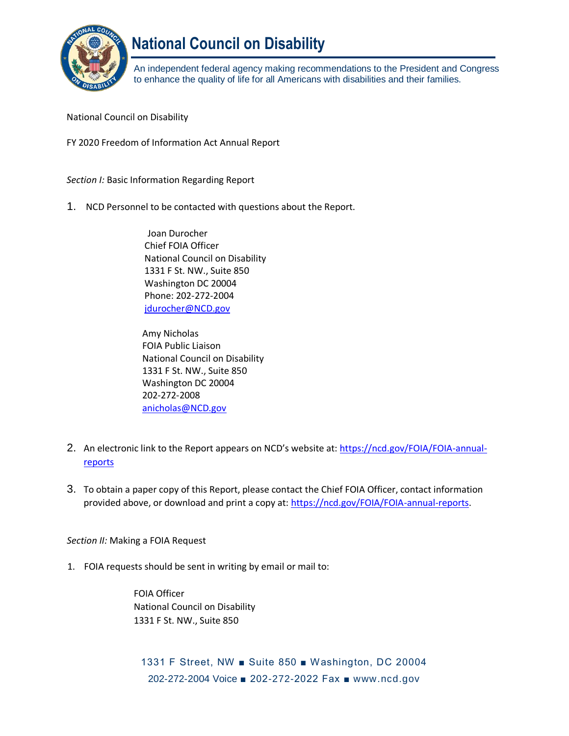# National Council on Disability

An independent federal agency making recommendations to the President and Congress to enhance the quality of life for all Americans with disabilities and their families.

National Council on Disability

FY 2020 Freedom of Information Act Annual Report

*Section I:* Basic Information Regarding Report

1. NCD Personnel to be contacted with questions about the Report.

   Joan Durocher
   Chief FOIA Officer
   National Council on Disability
   1331 F St. NW., Suite 850
   Washington DC 20004
   Phone: 202-272-2004
   jdurocher@NCD.gov

   Amy Nicholas
   FOIA Public Liaison
   National Council on Disability
   1331 F St. NW., Suite 850
   Washington DC 20004
   202-272-2008
   anicholas@NCD.gov

2. An electronic link to the Report appears on NCD's website at: https://ncd.gov/FOIA/FOIA-annual-reports

3. To obtain a paper copy of this Report, please contact the Chief FOIA Officer, contact information provided above, or download and print a copy at: https://ncd.gov/FOIA/FOIA-annual-reports.

*Section II:* Making a FOIA Request

1. FOIA requests should be sent in writing by email or mail to:

   FOIA Officer
   National Council on Disability
   1331 F St. NW., Suite 850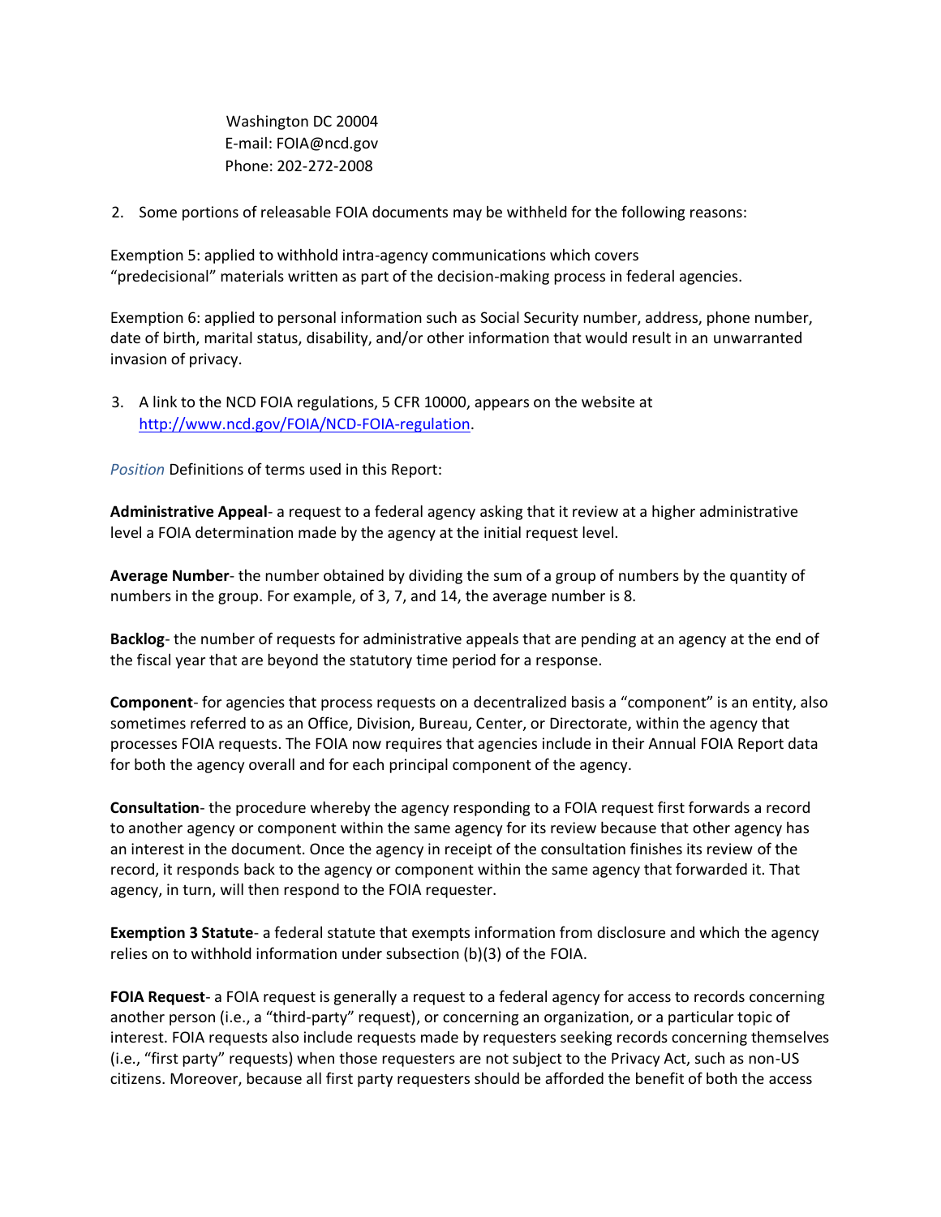Washington DC 20004
E-mail: FOIA@ncd.gov
Phone: 202-272-2008

2. Some portions of releasable FOIA documents may be withheld for the following reasons:

Exemption 5: applied to withhold intra-agency communications which covers "predecisional" materials written as part of the decision-making process in federal agencies.

Exemption 6: applied to personal information such as Social Security number, address, phone number, date of birth, marital status, disability, and/or other information that would result in an unwarranted invasion of privacy.

3. A link to the NCD FOIA regulations, 5 CFR 10000, appears on the website at [http://www.ncd.gov/FOIA/NCD-FOIA-regulation](http://www.ncd.gov/FOIA/NCD-FOIA-regulation).

*Position* Definitions of terms used in this Report:

**Administrative Appeal**- a request to a federal agency asking that it review at a higher administrative level a FOIA determination made by the agency at the initial request level.

**Average Number**- the number obtained by dividing the sum of a group of numbers by the quantity of numbers in the group. For example, of 3, 7, and 14, the average number is 8.

**Backlog**- the number of requests for administrative appeals that are pending at an agency at the end of the fiscal year that are beyond the statutory time period for a response.

**Component**- for agencies that process requests on a decentralized basis a "component" is an entity, also sometimes referred to as an Office, Division, Bureau, Center, or Directorate, within the agency that processes FOIA requests. The FOIA now requires that agencies include in their Annual FOIA Report data for both the agency overall and for each principal component of the agency.

**Consultation**- the procedure whereby the agency responding to a FOIA request first forwards a record to another agency or component within the same agency for its review because that other agency has an interest in the document. Once the agency in receipt of the consultation finishes its review of the record, it responds back to the agency or component within the same agency that forwarded it. That agency, in turn, will then respond to the FOIA requester.

**Exemption 3 Statute**- a federal statute that exempts information from disclosure and which the agency relies on to withhold information under subsection (b)(3) of the FOIA.

**FOIA Request**- a FOIA request is generally a request to a federal agency for access to records concerning another person (i.e., a "third-party" request), or concerning an organization, or a particular topic of interest. FOIA requests also include requests made by requesters seeking records concerning themselves (i.e., "first party" requests) when those requesters are not subject to the Privacy Act, such as non-US citizens. Moreover, because all first party requesters should be afforded the benefit of both the access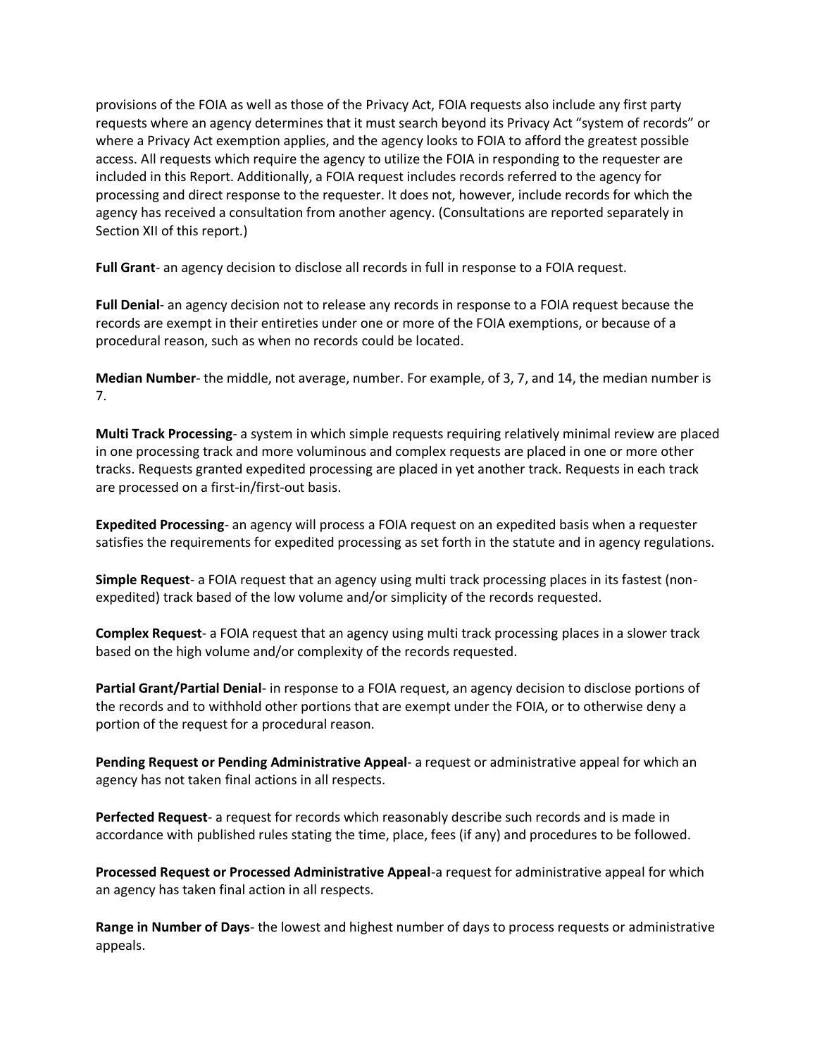provisions of the FOIA as well as those of the Privacy Act, FOIA requests also include any first party requests where an agency determines that it must search beyond its Privacy Act "system of records" or where a Privacy Act exemption applies, and the agency looks to FOIA to afford the greatest possible access. All requests which require the agency to utilize the FOIA in responding to the requester are included in this Report. Additionally, a FOIA request includes records referred to the agency for processing and direct response to the requester. It does not, however, include records for which the agency has received a consultation from another agency. (Consultations are reported separately in Section XII of this report.)

**Full Grant**- an agency decision to disclose all records in full in response to a FOIA request.

**Full Denial**- an agency decision not to release any records in response to a FOIA request because the records are exempt in their entireties under one or more of the FOIA exemptions, or because of a procedural reason, such as when no records could be located.

**Median Number**- the middle, not average, number. For example, of 3, 7, and 14, the median number is 7.

**Multi Track Processing**- a system in which simple requests requiring relatively minimal review are placed in one processing track and more voluminous and complex requests are placed in one or more other tracks. Requests granted expedited processing are placed in yet another track. Requests in each track are processed on a first-in/first-out basis.

**Expedited Processing**- an agency will process a FOIA request on an expedited basis when a requester satisfies the requirements for expedited processing as set forth in the statute and in agency regulations.

**Simple Request**- a FOIA request that an agency using multi track processing places in its fastest (non-expedited) track based of the low volume and/or simplicity of the records requested.

**Complex Request**- a FOIA request that an agency using multi track processing places in a slower track based on the high volume and/or complexity of the records requested.

**Partial Grant/Partial Denial**- in response to a FOIA request, an agency decision to disclose portions of the records and to withhold other portions that are exempt under the FOIA, or to otherwise deny a portion of the request for a procedural reason.

**Pending Request or Pending Administrative Appeal**- a request or administrative appeal for which an agency has not taken final actions in all respects.

**Perfected Request**- a request for records which reasonably describe such records and is made in accordance with published rules stating the time, place, fees (if any) and procedures to be followed.

**Processed Request or Processed Administrative Appeal**-a request for administrative appeal for which an agency has taken final action in all respects.

**Range in Number of Days**- the lowest and highest number of days to process requests or administrative appeals.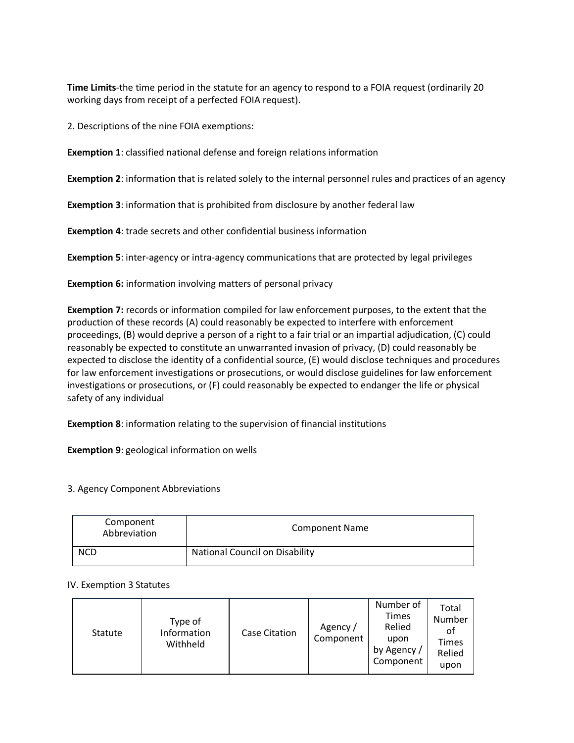**Time Limits**-the time period in the statute for an agency to respond to a FOIA request (ordinarily 20 working days from receipt of a perfected FOIA request).

2. Descriptions of the nine FOIA exemptions:

**Exemption 1**: classified national defense and foreign relations information

**Exemption 2**: information that is related solely to the internal personnel rules and practices of an agency

**Exemption 3**: information that is prohibited from disclosure by another federal law

**Exemption 4**: trade secrets and other confidential business information

**Exemption 5**: inter-agency or intra-agency communications that are protected by legal privileges

**Exemption 6:** information involving matters of personal privacy

**Exemption 7:** records or information compiled for law enforcement purposes, to the extent that the production of these records (A) could reasonably be expected to interfere with enforcement proceedings, (B) would deprive a person of a right to a fair trial or an impartial adjudication, (C) could reasonably be expected to constitute an unwarranted invasion of privacy, (D) could reasonably be expected to disclose the identity of a confidential source, (E) would disclose techniques and procedures for law enforcement investigations or prosecutions, or would disclose guidelines for law enforcement investigations or prosecutions, or (F) could reasonably be expected to endanger the life or physical safety of any individual

**Exemption 8**: information relating to the supervision of financial institutions

**Exemption 9**: geological information on wells

3. Agency Component Abbreviations

| Component Abbreviation | Component Name |
| --- | --- |
| NCD | National Council on Disability |

IV. Exemption 3 Statutes

| Statute | Type of Information Withheld | Case Citation | Agency / Component | Number of Times Relied upon by Agency / Component | Total Number of Times Relied upon |
| --- | --- | --- | --- | --- | --- |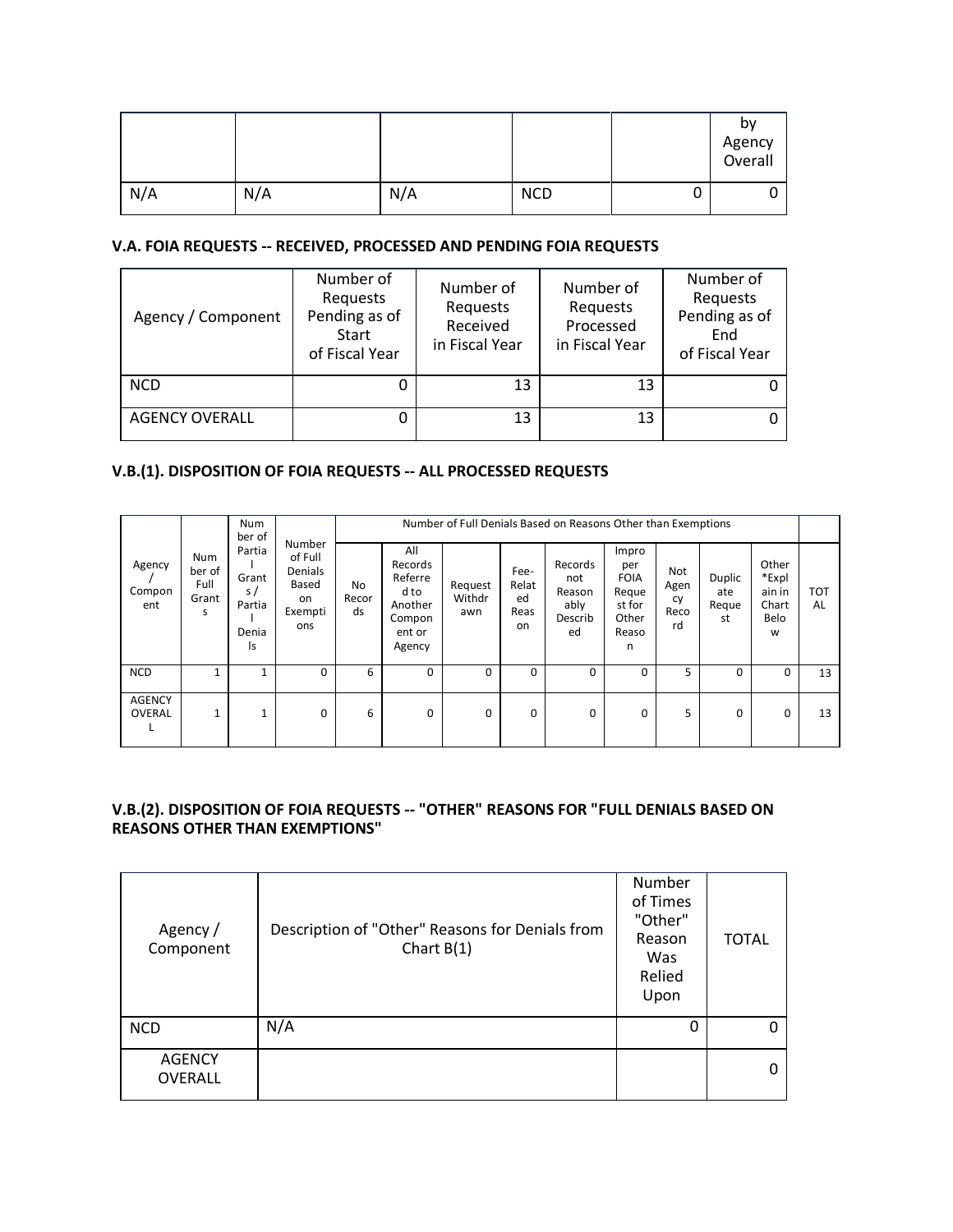| | | | | | by Agency Overall |
|---|---|---|---|---|---|
| N/A | N/A | N/A | NCD | 0 | 0 |

### V.A. FOIA REQUESTS -- RECEIVED, PROCESSED AND PENDING FOIA REQUESTS

| Agency / Component | Number of Requests Pending as of Start of Fiscal Year | Number of Requests Received in Fiscal Year | Number of Requests Processed in Fiscal Year | Number of Requests Pending as of End of Fiscal Year |
|---|---|---|---|---|
| NCD | 0 | 13 | 13 | 0 |
| AGENCY OVERALL | 0 | 13 | 13 | 0 |

### V.B.(1). DISPOSITION OF FOIA REQUESTS -- ALL PROCESSED REQUESTS

| Agency / Component | Number of Full Grants | Number of Partial Grants / Partial Denials | Number of Full Denials Based on Exemptions | Number of Full Denials Based on Reasons Other than Exemptions | | | | | | | | | TOTAL |
|---|---|---|---|---|---|---|---|---|---|---|---|---|---|
| | | | | No Records | All Records Referred to Another Component or Agency | Request Withdrawn | Fee-Related Reason | Records not Reasonably Described | Improper FOIA Request for Other Reason | Not Agency Record | Duplicate Request | Other *Explain in Chart Below | |
| NCD | 1 | 1 | 0 | 6 | 0 | 0 | 0 | 0 | 0 | 5 | 0 | 0 | 13 |
| AGENCY OVERALL | 1 | 1 | 0 | 6 | 0 | 0 | 0 | 0 | 0 | 5 | 0 | 0 | 13 |

### V.B.(2). DISPOSITION OF FOIA REQUESTS -- "OTHER" REASONS FOR "FULL DENIALS BASED ON REASONS OTHER THAN EXEMPTIONS"

| Agency / Component | Description of "Other" Reasons for Denials from Chart B(1) | Number of Times "Other" Reason Was Relied Upon | TOTAL |
|---|---|---|---|
| NCD | N/A | 0 | 0 |
| AGENCY OVERALL | | | 0 |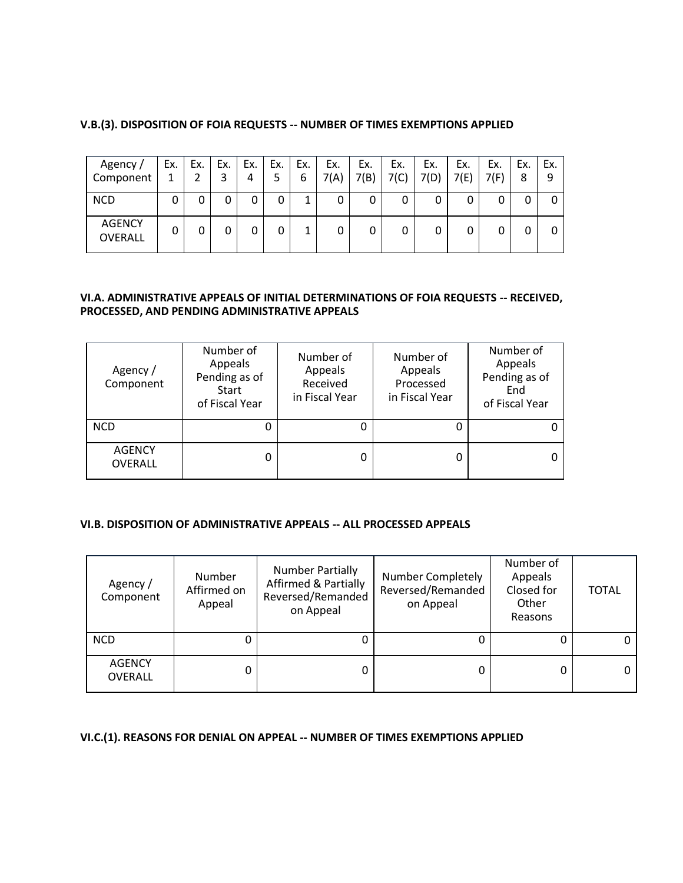**V.B.(3). DISPOSITION OF FOIA REQUESTS -- NUMBER OF TIMES EXEMPTIONS APPLIED**

| Agency / Component | Ex. 1 | Ex. 2 | Ex. 3 | Ex. 4 | Ex. 5 | Ex. 6 | Ex. 7(A) | Ex. 7(B) | Ex. 7(C) | Ex. 7(D) | Ex. 7(E) | Ex. 7(F) | Ex. 8 | Ex. 9 |
|---|---|---|---|---|---|---|---|---|---|---|---|---|---|---|
| NCD | 0 | 0 | 0 | 0 | 0 | 1 | 0 | 0 | 0 | 0 | 0 | 0 | 0 | 0 |
| AGENCY OVERALL | 0 | 0 | 0 | 0 | 0 | 1 | 0 | 0 | 0 | 0 | 0 | 0 | 0 | 0 |

**VI.A. ADMINISTRATIVE APPEALS OF INITIAL DETERMINATIONS OF FOIA REQUESTS -- RECEIVED, PROCESSED, AND PENDING ADMINISTRATIVE APPEALS**

| Agency / Component | Number of Appeals Pending as of Start of Fiscal Year | Number of Appeals Received in Fiscal Year | Number of Appeals Processed in Fiscal Year | Number of Appeals Pending as of End of Fiscal Year |
|---|---|---|---|---|
| NCD | 0 | 0 | 0 | 0 |
| AGENCY OVERALL | 0 | 0 | 0 | 0 |

**VI.B. DISPOSITION OF ADMINISTRATIVE APPEALS -- ALL PROCESSED APPEALS**

| Agency / Component | Number Affirmed on Appeal | Number Partially Affirmed & Partially Reversed/Remanded on Appeal | Number Completely Reversed/Remanded on Appeal | Number of Appeals Closed for Other Reasons | TOTAL |
|---|---|---|---|---|---|
| NCD | 0 | 0 | 0 | 0 | 0 |
| AGENCY OVERALL | 0 | 0 | 0 | 0 | 0 |

**VI.C.(1). REASONS FOR DENIAL ON APPEAL -- NUMBER OF TIMES EXEMPTIONS APPLIED**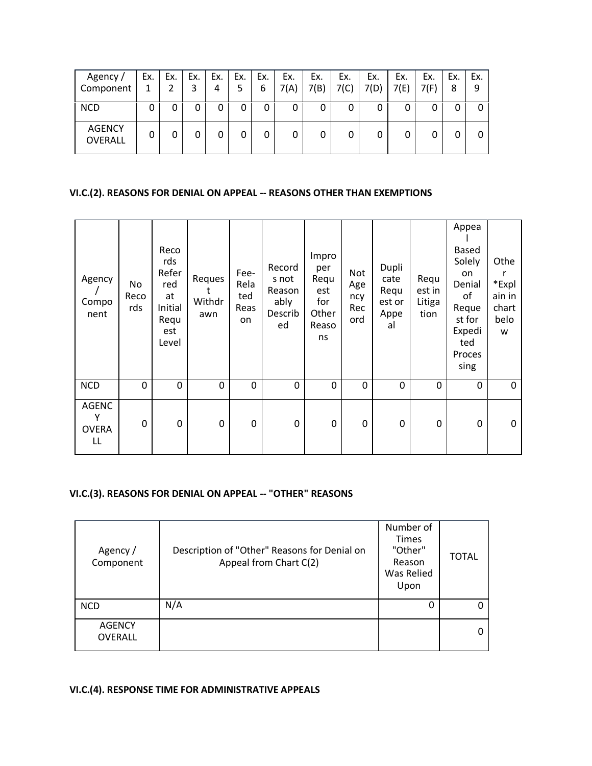| Agency / Component | Ex. 1 | Ex. 2 | Ex. 3 | Ex. 4 | Ex. 5 | Ex. 6 | Ex. 7(A) | Ex. 7(B) | Ex. 7(C) | Ex. 7(D) | Ex. 7(E) | Ex. 7(F) | Ex. 8 | Ex. 9 |
|---|---|---|---|---|---|---|---|---|---|---|---|---|---|---|
| NCD | 0 | 0 | 0 | 0 | 0 | 0 | 0 | 0 | 0 | 0 | 0 | 0 | 0 | 0 |
| AGENCY OVERALL | 0 | 0 | 0 | 0 | 0 | 0 | 0 | 0 | 0 | 0 | 0 | 0 | 0 | 0 |

### VI.C.(2). REASONS FOR DENIAL ON APPEAL -- REASONS OTHER THAN EXEMPTIONS

| Agency / Component | No Records | Records Referred at Initial Request Level | Request Withdrawn | Fee-Related Reason | Records not Reasonably Described | Improper Request for Other Reasons | Not Agency Record | Duplicate Request or Appeal | Request in Litigation | Appeal Based Solely on Denial of Request for Expedited Processing | Other *Explain in chart below |
|---|---|---|---|---|---|---|---|---|---|---|---|
| NCD | 0 | 0 | 0 | 0 | 0 | 0 | 0 | 0 | 0 | 0 | 0 |
| AGENCY OVERALL | 0 | 0 | 0 | 0 | 0 | 0 | 0 | 0 | 0 | 0 | 0 |

### VI.C.(3). REASONS FOR DENIAL ON APPEAL -- "OTHER" REASONS

| Agency / Component | Description of "Other" Reasons for Denial on Appeal from Chart C(2) | Number of Times "Other" Reason Was Relied Upon | TOTAL |
|---|---|---|---|
| NCD | N/A | 0 | 0 |
| AGENCY OVERALL | | | 0 |

### VI.C.(4). RESPONSE TIME FOR ADMINISTRATIVE APPEALS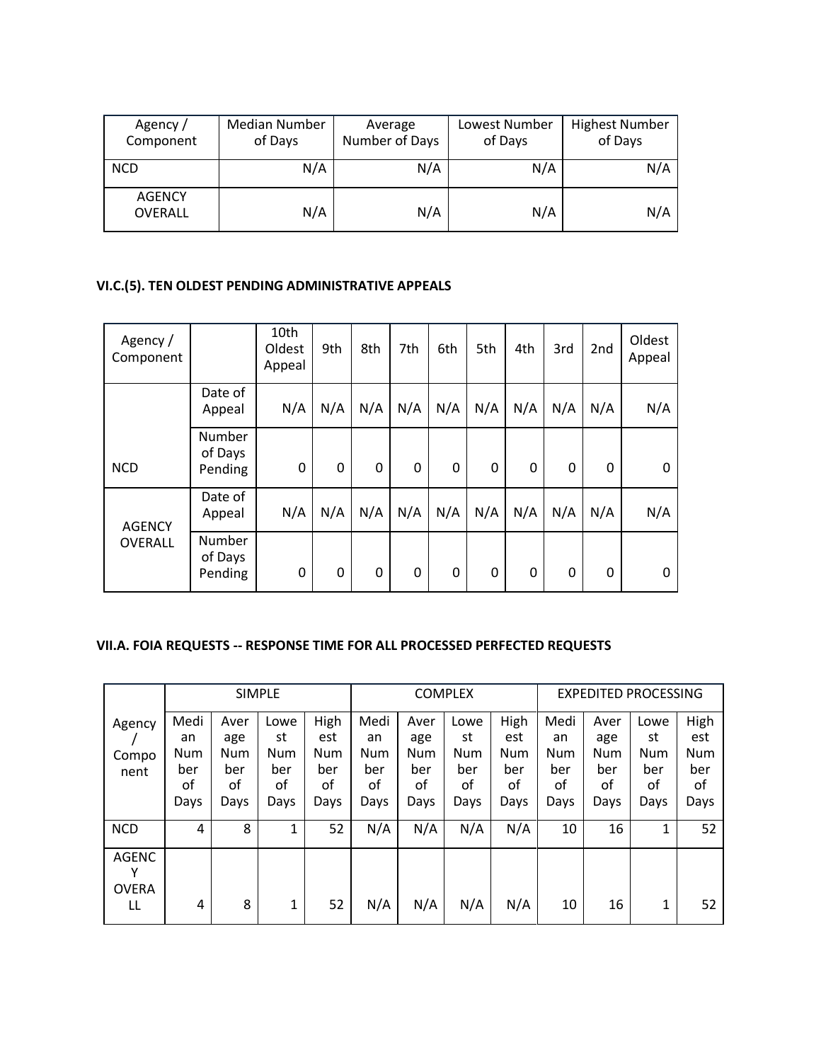| Agency / Component | Median Number of Days | Average Number of Days | Lowest Number of Days | Highest Number of Days |
|---|---|---|---|---|
| NCD | N/A | N/A | N/A | N/A |
| AGENCY OVERALL | N/A | N/A | N/A | N/A |

### VI.C.(5). TEN OLDEST PENDING ADMINISTRATIVE APPEALS

| Agency / Component | | 10th Oldest Appeal | 9th | 8th | 7th | 6th | 5th | 4th | 3rd | 2nd | Oldest Appeal |
|---|---|---|---|---|---|---|---|---|---|---|---|
| NCD | Date of Appeal | N/A | N/A | N/A | N/A | N/A | N/A | N/A | N/A | N/A | N/A |
| | Number of Days Pending | 0 | 0 | 0 | 0 | 0 | 0 | 0 | 0 | 0 | 0 |
| AGENCY OVERALL | Date of Appeal | N/A | N/A | N/A | N/A | N/A | N/A | N/A | N/A | N/A | N/A |
| | Number of Days Pending | 0 | 0 | 0 | 0 | 0 | 0 | 0 | 0 | 0 | 0 |

### VII.A. FOIA REQUESTS -- RESPONSE TIME FOR ALL PROCESSED PERFECTED REQUESTS

| Agency / Component | SIMPLE | | | | COMPLEX | | | | EXPEDITED PROCESSING | | | |
|---|---|---|---|---|---|---|---|---|---|---|---|---|
| | Median Number of Days | Average Number of Days | Lowest Number of Days | Highest Number of Days | Median Number of Days | Average Number of Days | Lowest Number of Days | Highest Number of Days | Median Number of Days | Average Number of Days | Lowest Number of Days | Highest Number of Days |
| NCD | 4 | 8 | 1 | 52 | N/A | N/A | N/A | N/A | 10 | 16 | 1 | 52 |
| AGENCY OVERALL | 4 | 8 | 1 | 52 | N/A | N/A | N/A | N/A | 10 | 16 | 1 | 52 |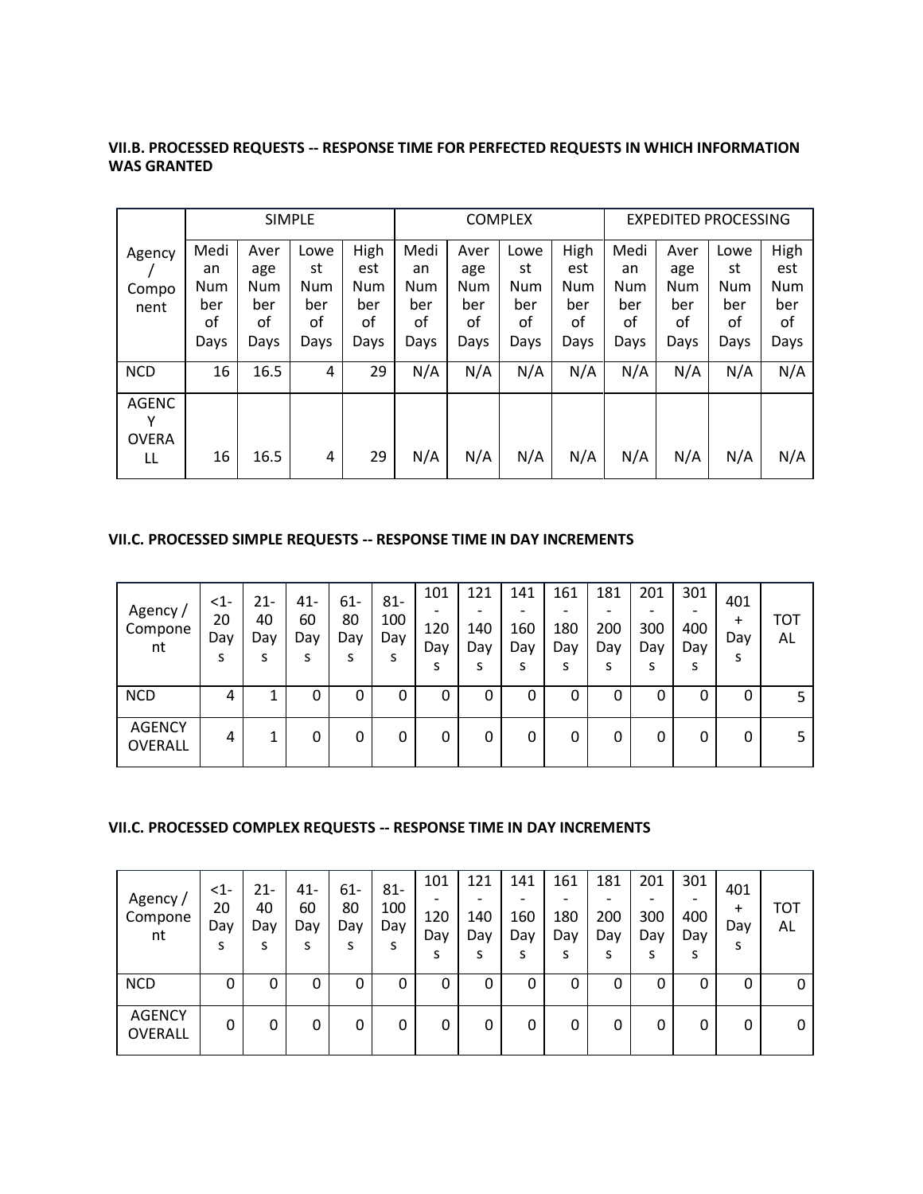### VII.B. PROCESSED REQUESTS -- RESPONSE TIME FOR PERFECTED REQUESTS IN WHICH INFORMATION WAS GRANTED

| Agency / Component | SIMPLE | | | | COMPLEX | | | | EXPEDITED PROCESSING | | | |
|---|---|---|---|---|---|---|---|---|---|---|---|---|
| | Median Number of Days | Average Number of Days | Lowest Number of Days | Highest Number of Days | Median Number of Days | Average Number of Days | Lowest Number of Days | Highest Number of Days | Median Number of Days | Average Number of Days | Lowest Number of Days | Highest Number of Days |
| NCD | 16 | 16.5 | 4 | 29 | N/A | N/A | N/A | N/A | N/A | N/A | N/A | N/A |
| AGENCY OVERALL | 16 | 16.5 | 4 | 29 | N/A | N/A | N/A | N/A | N/A | N/A | N/A | N/A |

### VII.C. PROCESSED SIMPLE REQUESTS -- RESPONSE TIME IN DAY INCREMENTS

| Agency / Component | <1-20 Days | 21-40 Days | 41-60 Days | 61-80 Days | 81-100 Days | 101-120 Days | 121-140 Days | 141-160 Days | 161-180 Days | 181-200 Days | 201-300 Days | 301-400 Days | 401+ Days | TOTAL |
|---|---|---|---|---|---|---|---|---|---|---|---|---|---|---|
| NCD | 4 | 1 | 0 | 0 | 0 | 0 | 0 | 0 | 0 | 0 | 0 | 0 | 0 | 5 |
| AGENCY OVERALL | 4 | 1 | 0 | 0 | 0 | 0 | 0 | 0 | 0 | 0 | 0 | 0 | 0 | 5 |

### VII.C. PROCESSED COMPLEX REQUESTS -- RESPONSE TIME IN DAY INCREMENTS

| Agency / Component | <1-20 Days | 21-40 Days | 41-60 Days | 61-80 Days | 81-100 Days | 101-120 Days | 121-140 Days | 141-160 Days | 161-180 Days | 181-200 Days | 201-300 Days | 301-400 Days | 401+ Days | TOTAL |
|---|---|---|---|---|---|---|---|---|---|---|---|---|---|---|
| NCD | 0 | 0 | 0 | 0 | 0 | 0 | 0 | 0 | 0 | 0 | 0 | 0 | 0 | 0 |
| AGENCY OVERALL | 0 | 0 | 0 | 0 | 0 | 0 | 0 | 0 | 0 | 0 | 0 | 0 | 0 | 0 |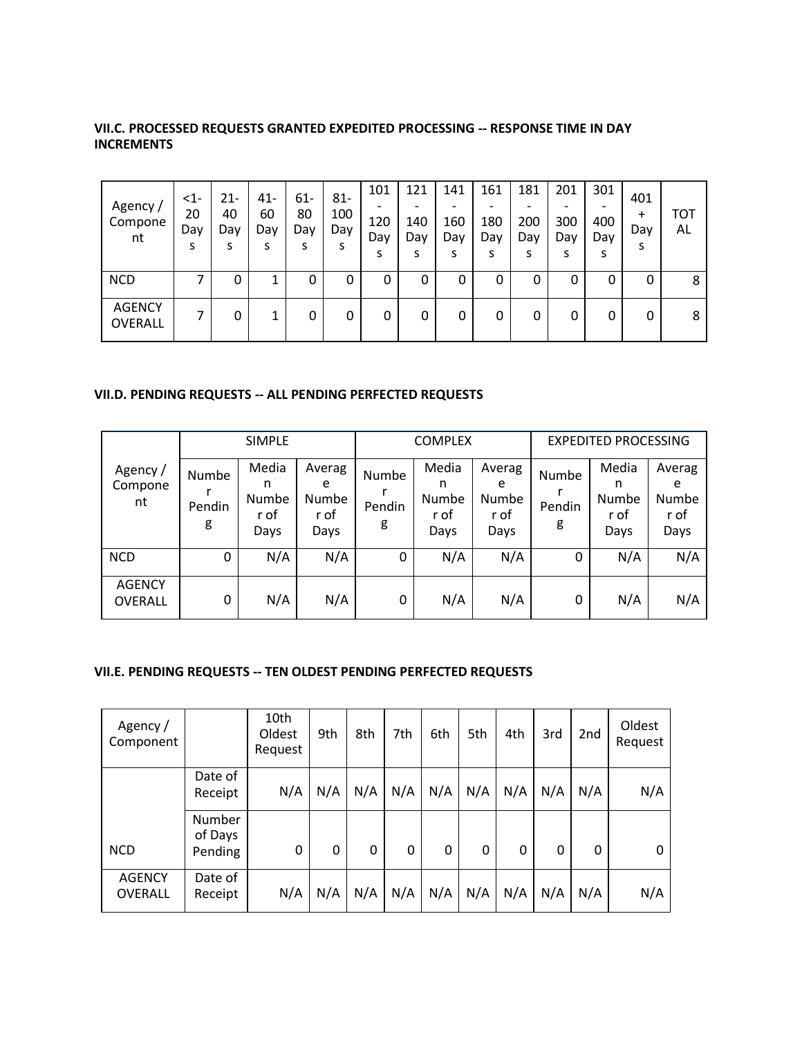**VII.C. PROCESSED REQUESTS GRANTED EXPEDITED PROCESSING -- RESPONSE TIME IN DAY INCREMENTS**

| Agency / Component | <1-20 Days | 21-40 Days | 41-60 Days | 61-80 Days | 81-100 Days | 101-120 Days | 121-140 Days | 141-160 Days | 161-180 Days | 181-200 Days | 201-300 Days | 301-400 Days | 401+ Days | TOTAL |
|---|---|---|---|---|---|---|---|---|---|---|---|---|---|---|
| NCD | 7 | 0 | 1 | 0 | 0 | 0 | 0 | 0 | 0 | 0 | 0 | 0 | 0 | 8 |
| AGENCY OVERALL | 7 | 0 | 1 | 0 | 0 | 0 | 0 | 0 | 0 | 0 | 0 | 0 | 0 | 8 |

**VII.D. PENDING REQUESTS -- ALL PENDING PERFECTED REQUESTS**

| Agency / Component | SIMPLE | | | COMPLEX | | | EXPEDITED PROCESSING | | |
|---|---|---|---|---|---|---|---|---|---|
| | Number Pending | Median Number of Days | Average Number of Days | Number Pending | Median Number of Days | Average Number of Days | Number Pending | Median Number of Days | Average Number of Days |
| NCD | 0 | N/A | N/A | 0 | N/A | N/A | 0 | N/A | N/A |
| AGENCY OVERALL | 0 | N/A | N/A | 0 | N/A | N/A | 0 | N/A | N/A |

**VII.E. PENDING REQUESTS -- TEN OLDEST PENDING PERFECTED REQUESTS**

| Agency / Component | | 10th Oldest Request | 9th | 8th | 7th | 6th | 5th | 4th | 3rd | 2nd | Oldest Request |
|---|---|---|---|---|---|---|---|---|---|---|---|
| NCD | Date of Receipt | N/A | N/A | N/A | N/A | N/A | N/A | N/A | N/A | N/A | N/A |
| | Number of Days Pending | 0 | 0 | 0 | 0 | 0 | 0 | 0 | 0 | 0 | 0 |
| AGENCY OVERALL | Date of Receipt | N/A | N/A | N/A | N/A | N/A | N/A | N/A | N/A | N/A | N/A |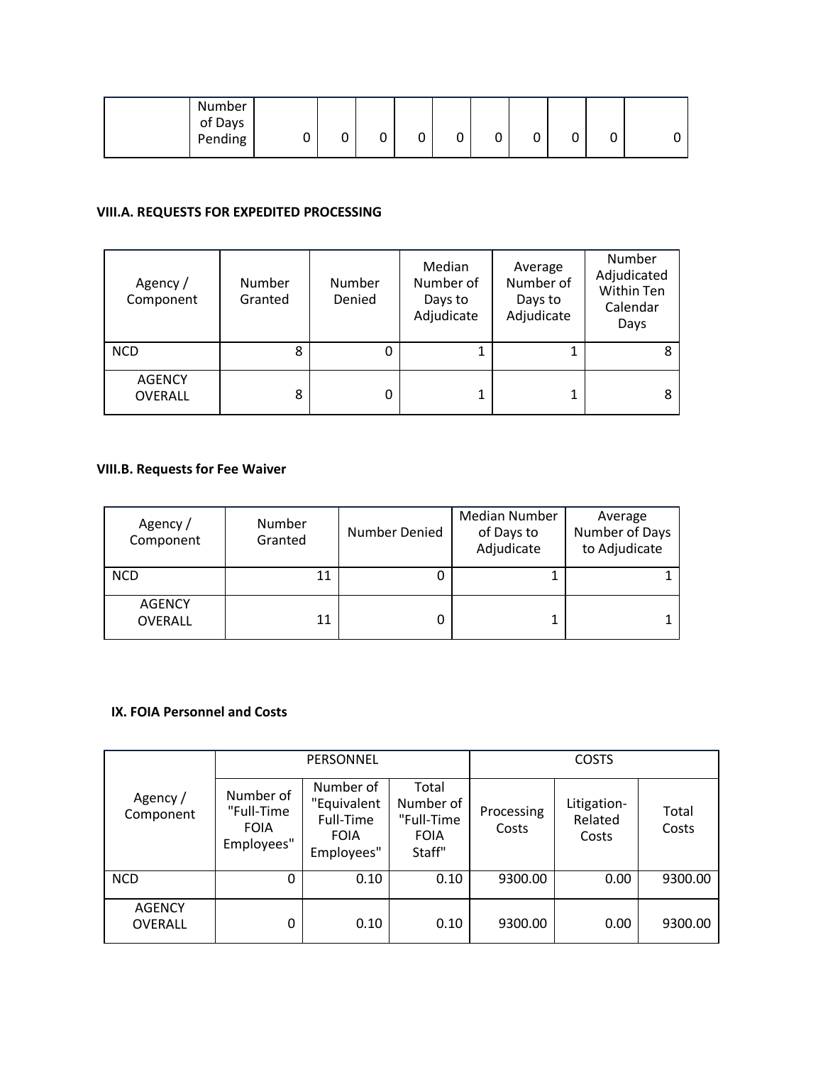|  | Number of Days Pending | 0 | 0 | 0 | 0 | 0 | 0 | 0 | 0 | 0 | 0 |
|---|---|---|---|---|---|---|---|---|---|---|---|

**VIII.A. REQUESTS FOR EXPEDITED PROCESSING**

| Agency / Component | Number Granted | Number Denied | Median Number of Days to Adjudicate | Average Number of Days to Adjudicate | Number Adjudicated Within Ten Calendar Days |
|---|---|---|---|---|---|
| NCD | 8 | 0 | 1 | 1 | 8 |
| AGENCY OVERALL | 8 | 0 | 1 | 1 | 8 |

**VIII.B. Requests for Fee Waiver**

| Agency / Component | Number Granted | Number Denied | Median Number of Days to Adjudicate | Average Number of Days to Adjudicate |
|---|---|---|---|---|
| NCD | 11 | 0 | 1 | 1 |
| AGENCY OVERALL | 11 | 0 | 1 | 1 |

**IX. FOIA Personnel and Costs**

| Agency / Component | PERSONNEL | | | COSTS | | |
|---|---|---|---|---|---|---|
| | Number of "Full-Time FOIA Employees" | Number of "Equivalent Full-Time FOIA Employees" | Total Number of "Full-Time FOIA Staff" | Processing Costs | Litigation-Related Costs | Total Costs |
| NCD | 0 | 0.10 | 0.10 | 9300.00 | 0.00 | 9300.00 |
| AGENCY OVERALL | 0 | 0.10 | 0.10 | 9300.00 | 0.00 | 9300.00 |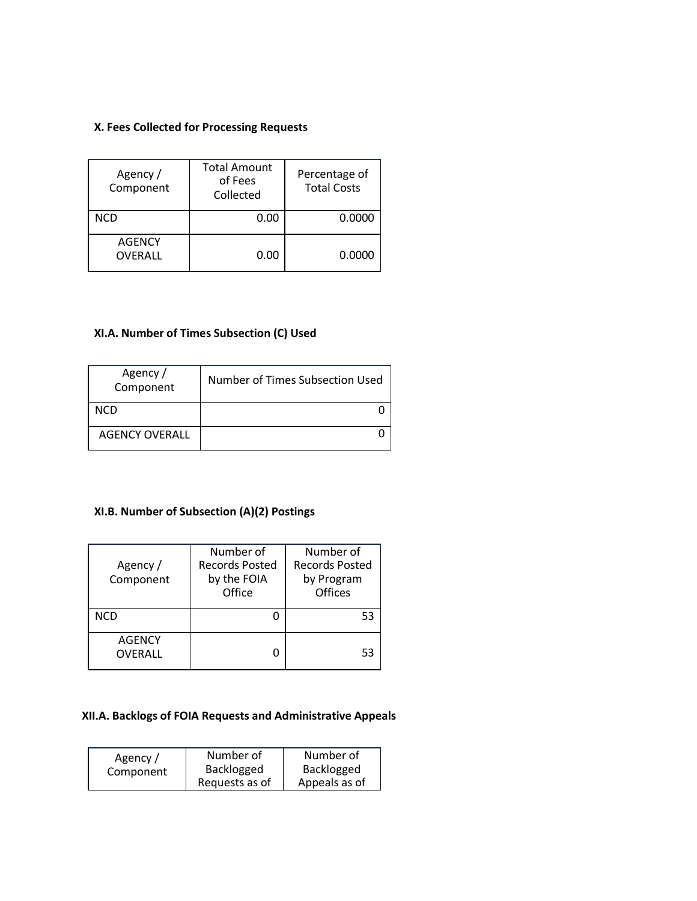### X. Fees Collected for Processing Requests

| Agency / Component | Total Amount of Fees Collected | Percentage of Total Costs |
|---|---|---|
| NCD | 0.00 | 0.0000 |
| AGENCY OVERALL | 0.00 | 0.0000 |

### XI.A. Number of Times Subsection (C) Used

| Agency / Component | Number of Times Subsection Used |
|---|---|
| NCD | 0 |
| AGENCY OVERALL | 0 |

### XI.B. Number of Subsection (A)(2) Postings

| Agency / Component | Number of Records Posted by the FOIA Office | Number of Records Posted by Program Offices |
|---|---|---|
| NCD | 0 | 53 |
| AGENCY OVERALL | 0 | 53 |

### XII.A. Backlogs of FOIA Requests and Administrative Appeals

| Agency / Component | Number of Backlogged Requests as of | Number of Backlogged Appeals as of |
|---|---|---|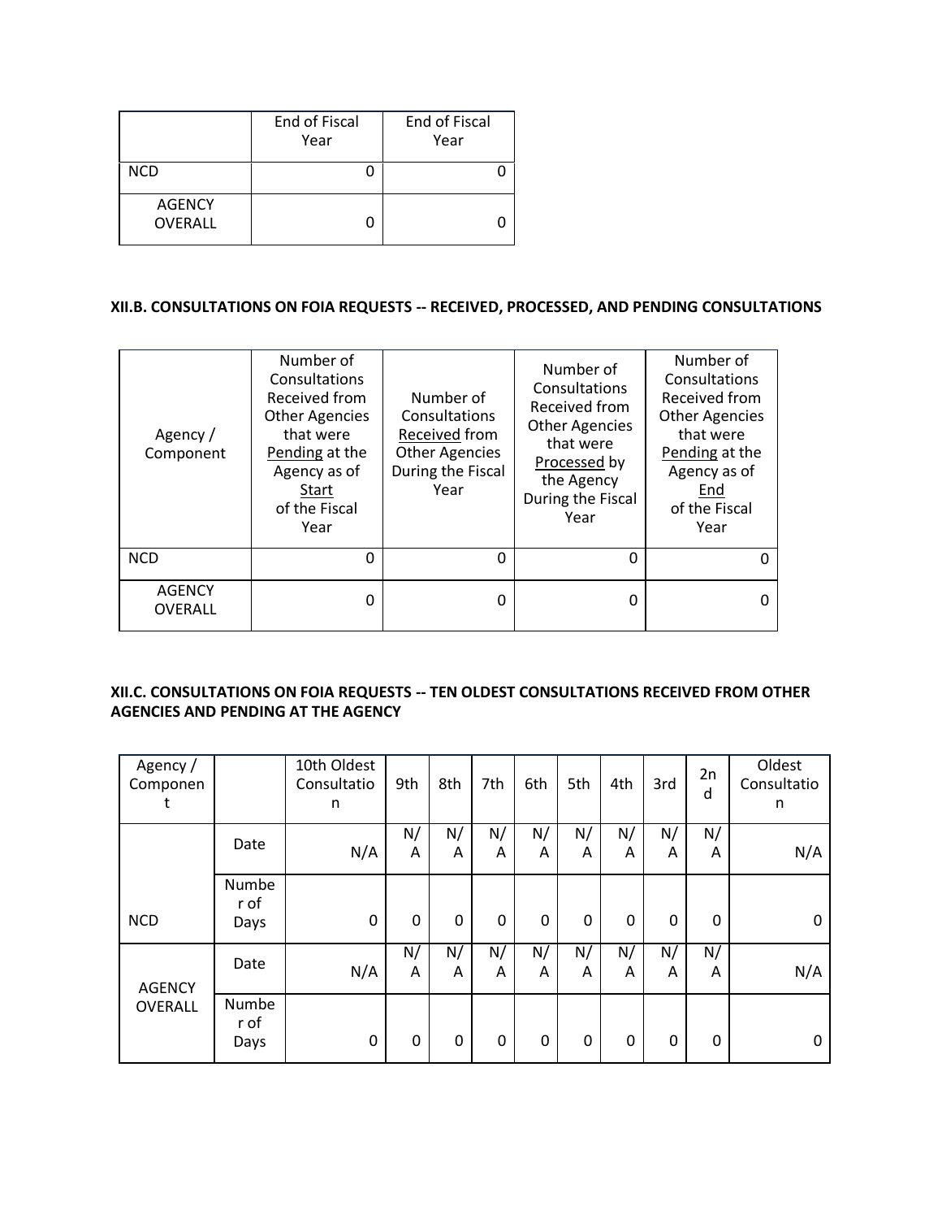|  | End of Fiscal Year | End of Fiscal Year |
|---|---|---|
| NCD | 0 | 0 |
| AGENCY OVERALL | 0 | 0 |

**XII.B. CONSULTATIONS ON FOIA REQUESTS -- RECEIVED, PROCESSED, AND PENDING CONSULTATIONS**

| Agency / Component | Number of Consultations Received from Other Agencies that were Pending at the Agency as of Start of the Fiscal Year | Number of Consultations Received from Other Agencies During the Fiscal Year | Number of Consultations Received from Other Agencies that were Processed by the Agency During the Fiscal Year | Number of Consultations Received from Other Agencies that were Pending at the Agency as of End of the Fiscal Year |
|---|---|---|---|---|
| NCD | 0 | 0 | 0 | 0 |
| AGENCY OVERALL | 0 | 0 | 0 | 0 |

**XII.C. CONSULTATIONS ON FOIA REQUESTS -- TEN OLDEST CONSULTATIONS RECEIVED FROM OTHER AGENCIES AND PENDING AT THE AGENCY**

| Agency / Component | | 10th Oldest Consultation | 9th | 8th | 7th | 6th | 5th | 4th | 3rd | 2nd | Oldest Consultation |
|---|---|---|---|---|---|---|---|---|---|---|---|
| NCD | Date | N/A | N/A | N/A | N/A | N/A | N/A | N/A | N/A | N/A | N/A |
| | Number of Days | 0 | 0 | 0 | 0 | 0 | 0 | 0 | 0 | 0 | 0 |
| AGENCY OVERALL | Date | N/A | N/A | N/A | N/A | N/A | N/A | N/A | N/A | N/A | N/A |
| | Number of Days | 0 | 0 | 0 | 0 | 0 | 0 | 0 | 0 | 0 | 0 |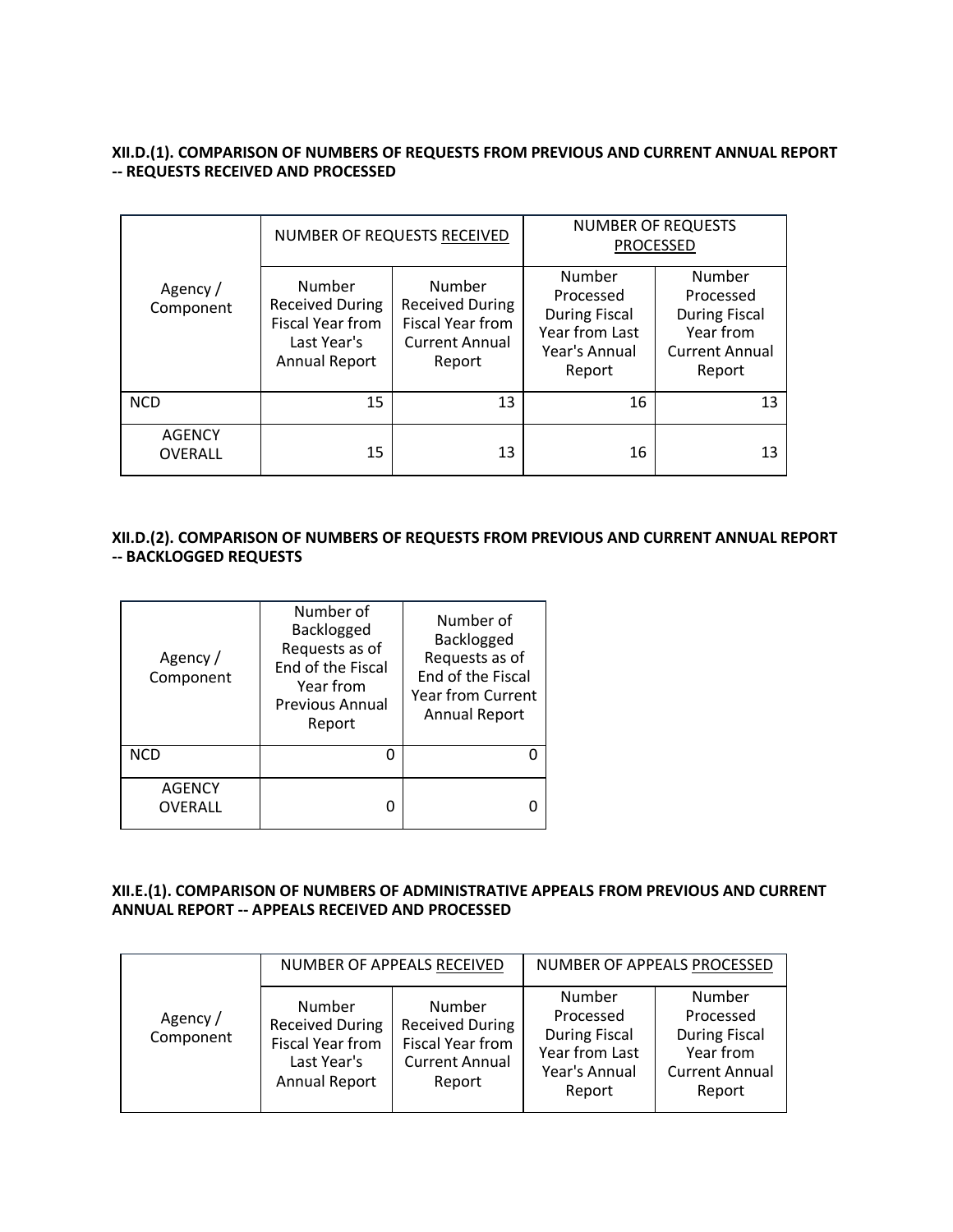**XII.D.(1). COMPARISON OF NUMBERS OF REQUESTS FROM PREVIOUS AND CURRENT ANNUAL REPORT -- REQUESTS RECEIVED AND PROCESSED**

| Agency / Component | NUMBER OF REQUESTS RECEIVED | | NUMBER OF REQUESTS PROCESSED | |
|---|---|---|---|---|
| | Number Received During Fiscal Year from Last Year's Annual Report | Number Received During Fiscal Year from Current Annual Report | Number Processed During Fiscal Year from Last Year's Annual Report | Number Processed During Fiscal Year from Current Annual Report |
| NCD | 15 | 13 | 16 | 13 |
| AGENCY OVERALL | 15 | 13 | 16 | 13 |

**XII.D.(2). COMPARISON OF NUMBERS OF REQUESTS FROM PREVIOUS AND CURRENT ANNUAL REPORT -- BACKLOGGED REQUESTS**

| Agency / Component | Number of Backlogged Requests as of End of the Fiscal Year from Previous Annual Report | Number of Backlogged Requests as of End of the Fiscal Year from Current Annual Report |
|---|---|---|
| NCD | 0 | 0 |
| AGENCY OVERALL | 0 | 0 |

**XII.E.(1). COMPARISON OF NUMBERS OF ADMINISTRATIVE APPEALS FROM PREVIOUS AND CURRENT ANNUAL REPORT -- APPEALS RECEIVED AND PROCESSED**

| Agency / Component | NUMBER OF APPEALS RECEIVED | | NUMBER OF APPEALS PROCESSED | |
|---|---|---|---|---|
| | Number Received During Fiscal Year from Last Year's Annual Report | Number Received During Fiscal Year from Current Annual Report | Number Processed During Fiscal Year from Last Year's Annual Report | Number Processed During Fiscal Year from Current Annual Report |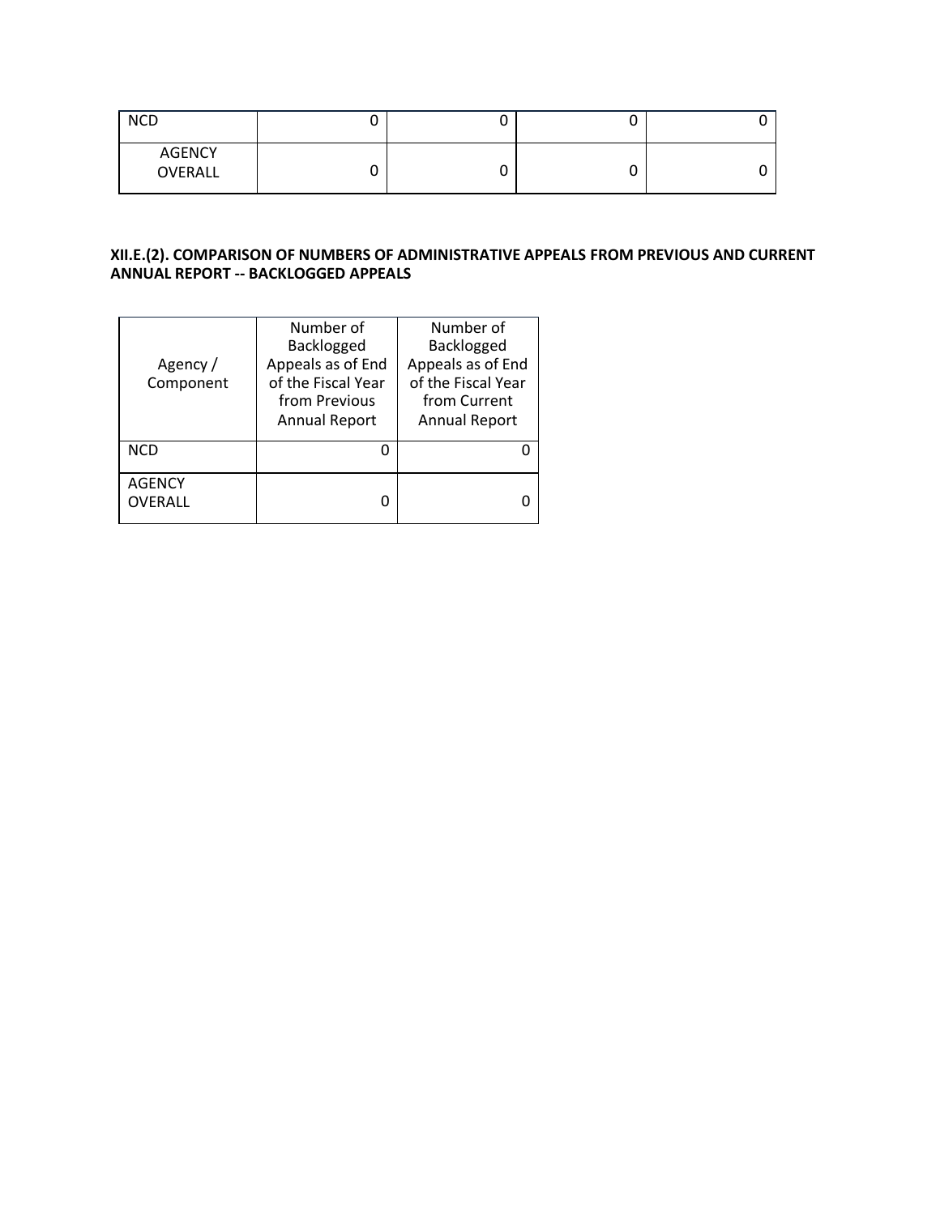| | | | | |
|---|---|---|---|---|
| NCD | 0 | 0 | 0 | 0 |
| AGENCY OVERALL | 0 | 0 | 0 | 0 |

**XII.E.(2). COMPARISON OF NUMBERS OF ADMINISTRATIVE APPEALS FROM PREVIOUS AND CURRENT ANNUAL REPORT -- BACKLOGGED APPEALS**

| Agency / Component | Number of Backlogged Appeals as of End of the Fiscal Year from Previous Annual Report | Number of Backlogged Appeals as of End of the Fiscal Year from Current Annual Report |
|---|---|---|
| NCD | 0 | 0 |
| AGENCY OVERALL | 0 | 0 |